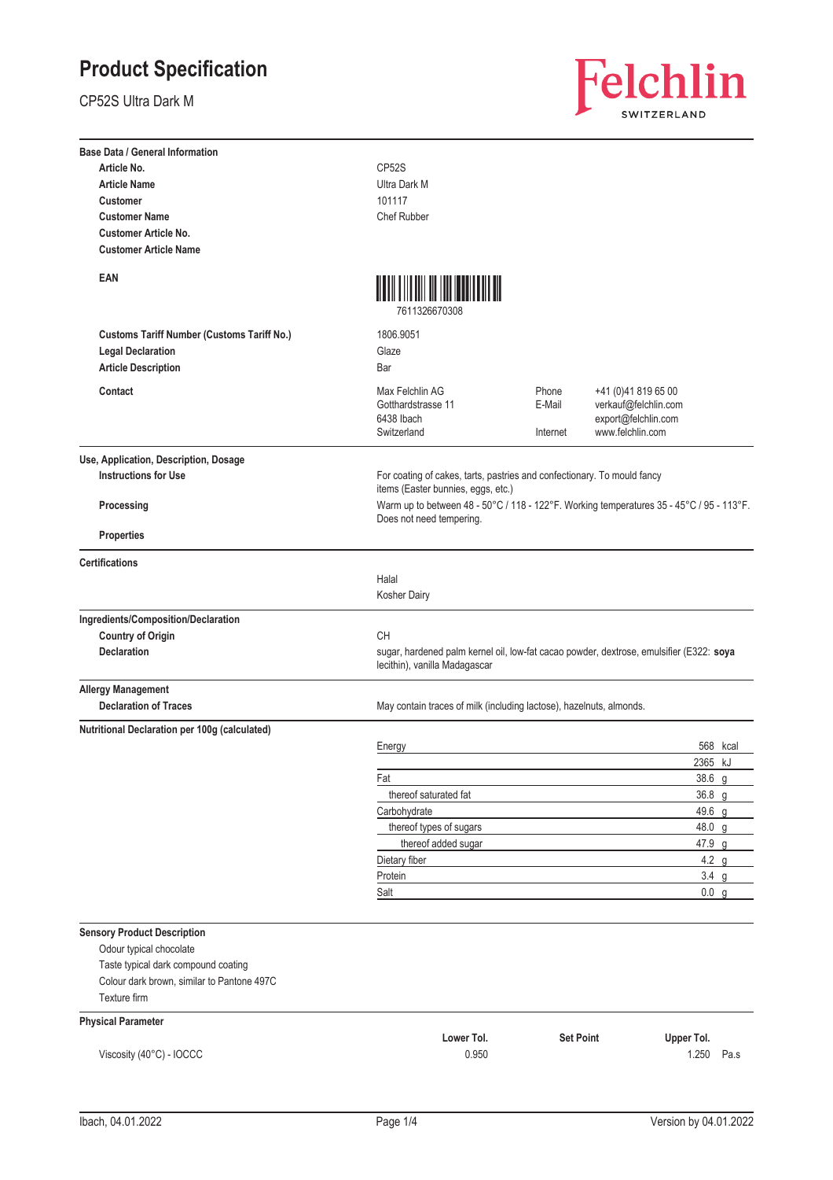# Product Specification

CP52S Ultra Dark M

Felchlin
SWITZERLAND

## Base Data / General Information

| | |
|---|---|
| **Article No.** | CP52S |
| **Article Name** | Ultra Dark M |
| **Customer** | 101117 |
| **Customer Name** | Chef Rubber |
| **Customer Article No.** | |
| **Customer Article Name** | |
| **EAN** | 7611326670308 |
| **Customs Tariff Number (Customs Tariff No.)** | 1806.9051 |
| **Legal Declaration** | Glaze |
| **Article Description** | Bar |

**Contact**

Max Felchlin AG
Gotthardstrasse 11
6438 Ibach
Switzerland

Phone: +41 (0)41 819 65 00
E-Mail: verkauf@felchlin.com
export@felchlin.com
Internet: www.felchlin.com

## Use, Application, Description, Dosage

| | |
|---|---|
| **Instructions for Use** | For coating of cakes, tarts, pastries and confectionary. To mould fancy items (Easter bunnies, eggs, etc.) |
| **Processing** | Warm up to between 48 - 50°C / 118 - 122°F. Working temperatures 35 - 45°C / 95 - 113°F. Does not need tempering. |
| **Properties** | |

## Certifications

Halal
Kosher Dairy

## Ingredients/Composition/Declaration

| | |
|---|---|
| **Country of Origin** | CH |
| **Declaration** | sugar, hardened palm kernel oil, low-fat cacao powder, dextrose, emulsifier (E322: **soya** lecithin), vanilla Madagascar |

## Allergy Management

| | |
|---|---|
| **Declaration of Traces** | May contain traces of milk (including lactose), hazelnuts, almonds. |

## Nutritional Declaration per 100g (calculated)

| | | |
|---|---|---|
| Energy | 568 | kcal |
| | 2365 | kJ |
| Fat | 38.6 | g |
| thereof saturated fat | 36.8 | g |
| Carbohydrate | 49.6 | g |
| thereof types of sugars | 48.0 | g |
| thereof added sugar | 47.9 | g |
| Dietary fiber | 4.2 | g |
| Protein | 3.4 | g |
| Salt | 0.0 | g |

## Sensory Product Description

Odour typical chocolate
Taste typical dark compound coating
Colour dark brown, similar to Pantone 497C
Texture firm

## Physical Parameter

| | Lower Tol. | Set Point | Upper Tol. | |
|---|---|---|---|---|
| Viscosity (40°C) - IOCCC | 0.950 | | 1.250 | Pa.s |

Ibach, 04.01.2022 — Version by 04.01.2022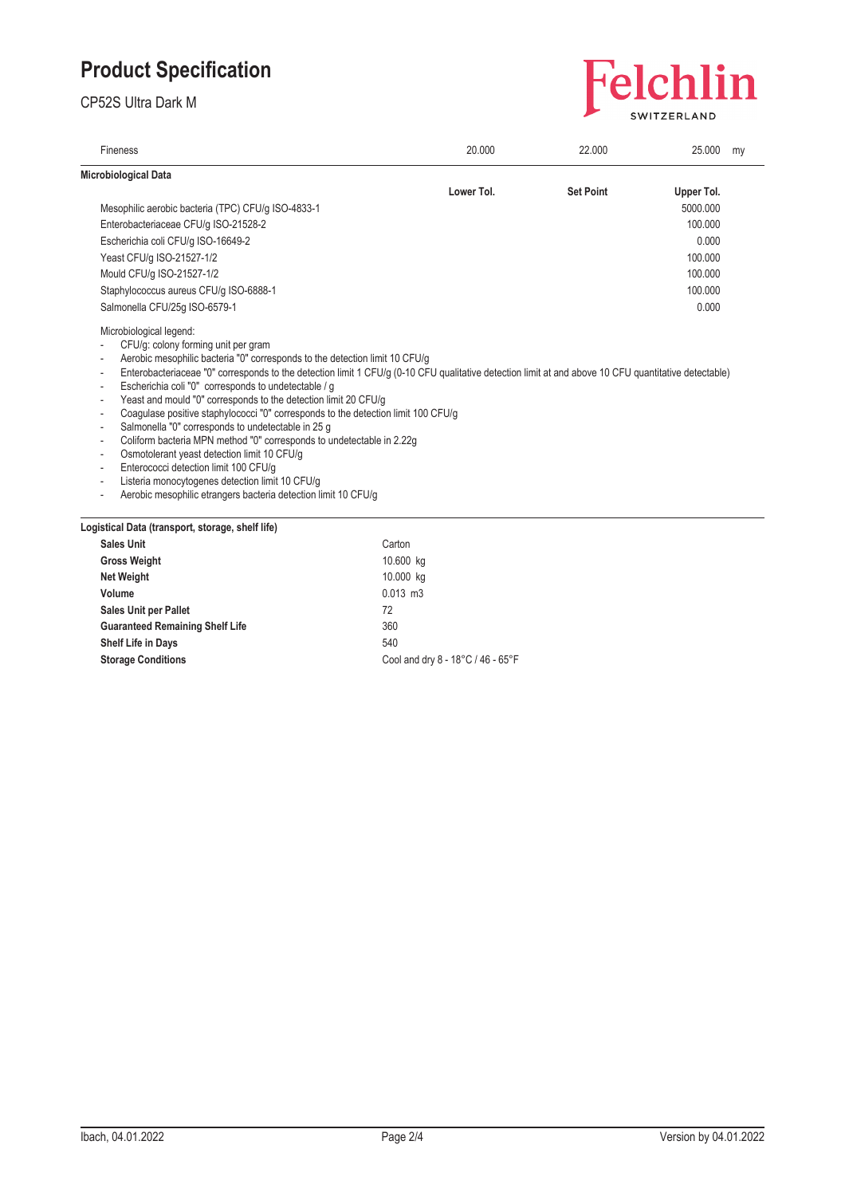# Product Specification

CP52S Ultra Dark M

| Fineness | 20.000 | 22.000 | 25.000 | my |
|---|---|---|---|---|

## Microbiological Data

| | Lower Tol. | Set Point | Upper Tol. |
|---|---|---|---|
| Mesophilic aerobic bacteria (TPC) CFU/g ISO-4833-1 | | | 5000.000 |
| Enterobacteriaceae CFU/g ISO-21528-2 | | | 100.000 |
| Escherichia coli CFU/g ISO-16649-2 | | | 0.000 |
| Yeast CFU/g ISO-21527-1/2 | | | 100.000 |
| Mould CFU/g ISO-21527-1/2 | | | 100.000 |
| Staphylococcus aureus CFU/g ISO-6888-1 | | | 100.000 |
| Salmonella CFU/25g ISO-6579-1 | | | 0.000 |

Microbiological legend:

- CFU/g: colony forming unit per gram
- Aerobic mesophilic bacteria "0" corresponds to the detection limit 10 CFU/g
- Enterobacteriaceae "0" corresponds to the detection limit 1 CFU/g (0-10 CFU qualitative detection limit at and above 10 CFU quantitative detectable)
- Escherichia coli "0" corresponds to undetectable / g
- Yeast and mould "0" corresponds to the detection limit 20 CFU/g
- Coagulase positive staphylococci "0" corresponds to the detection limit 100 CFU/g
- Salmonella "0" corresponds to undetectable in 25 g
- Coliform bacteria MPN method "0" corresponds to undetectable in 2.22g
- Osmotolerant yeast detection limit 10 CFU/g
- Enterococci detection limit 100 CFU/g
- Listeria monocytogenes detection limit 10 CFU/g
- Aerobic mesophilic etrangers bacteria detection limit 10 CFU/g

## Logistical Data (transport, storage, shelf life)

| | |
|---|---|
| **Sales Unit** | Carton |
| **Gross Weight** | 10.600 kg |
| **Net Weight** | 10.000 kg |
| **Volume** | 0.013 m3 |
| **Sales Unit per Pallet** | 72 |
| **Guaranteed Remaining Shelf Life** | 360 |
| **Shelf Life in Days** | 540 |
| **Storage Conditions** | Cool and dry 8 - 18°C / 46 - 65°F |

Ibach, 04.01.2022 | Version by 04.01.2022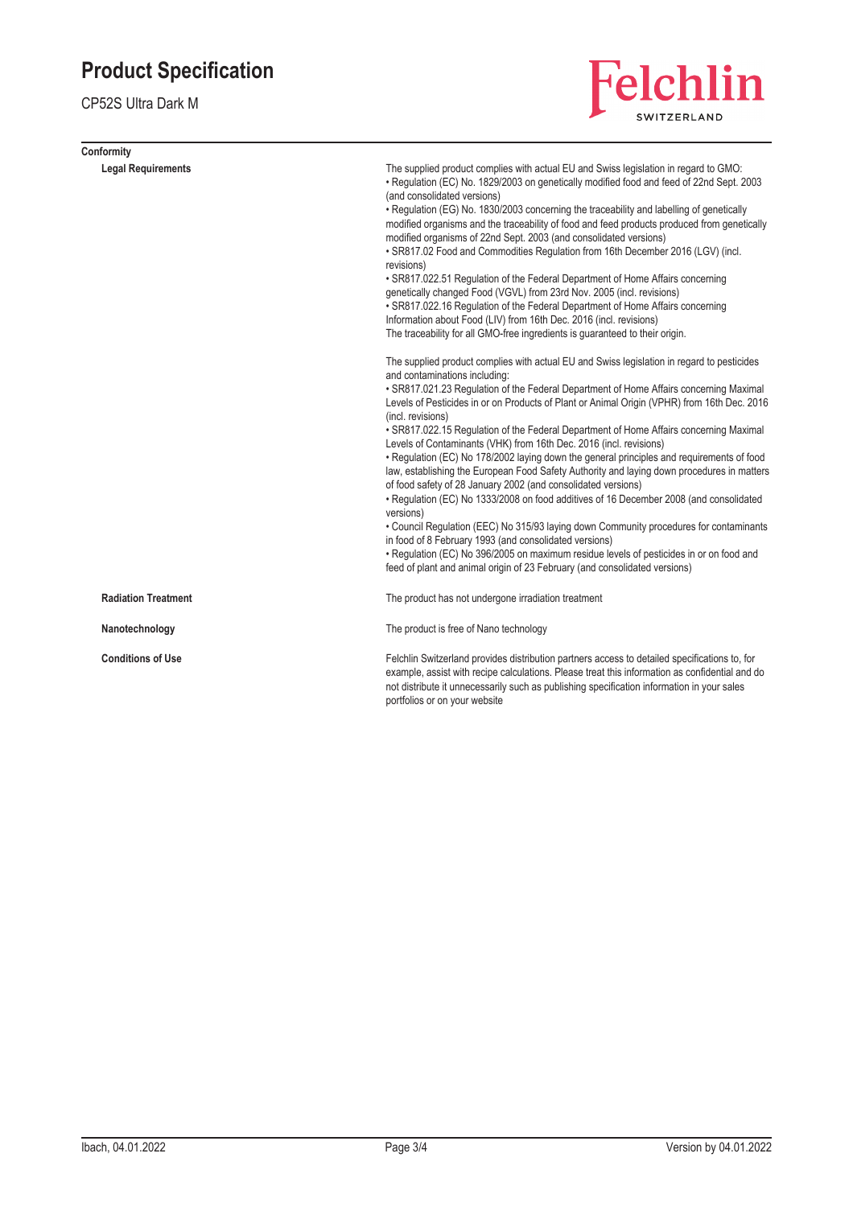# Product Specification

CP52S Ultra Dark M

## Conformity

### Legal Requirements

The supplied product complies with actual EU and Swiss legislation in regard to GMO:
• Regulation (EC) No. 1829/2003 on genetically modified food and feed of 22nd Sept. 2003 (and consolidated versions)
• Regulation (EG) No. 1830/2003 concerning the traceability and labelling of genetically modified organisms and the traceability of food and feed products produced from genetically modified organisms of 22nd Sept. 2003 (and consolidated versions)
• SR817.02 Food and Commodities Regulation from 16th December 2016 (LGV) (incl. revisions)
• SR817.022.51 Regulation of the Federal Department of Home Affairs concerning genetically changed Food (VGVL) from 23rd Nov. 2005 (incl. revisions)
• SR817.022.16 Regulation of the Federal Department of Home Affairs concerning Information about Food (LIV) from 16th Dec. 2016 (incl. revisions)
The traceability for all GMO-free ingredients is guaranteed to their origin.

The supplied product complies with actual EU and Swiss legislation in regard to pesticides and contaminations including:
• SR817.021.23 Regulation of the Federal Department of Home Affairs concerning Maximal Levels of Pesticides in or on Products of Plant or Animal Origin (VPHR) from 16th Dec. 2016 (incl. revisions)
• SR817.022.15 Regulation of the Federal Department of Home Affairs concerning Maximal Levels of Contaminants (VHK) from 16th Dec. 2016 (incl. revisions)
• Regulation (EC) No 178/2002 laying down the general principles and requirements of food law, establishing the European Food Safety Authority and laying down procedures in matters of food safety of 28 January 2002 (and consolidated versions)
• Regulation (EC) No 1333/2008 on food additives of 16 December 2008 (and consolidated versions)
• Council Regulation (EEC) No 315/93 laying down Community procedures for contaminants in food of 8 February 1993 (and consolidated versions)
• Regulation (EC) No 396/2005 on maximum residue levels of pesticides in or on food and feed of plant and animal origin of 23 February (and consolidated versions)

### Radiation Treatment

The product has not undergone irradiation treatment

### Nanotechnology

The product is free of Nano technology

### Conditions of Use

Felchlin Switzerland provides distribution partners access to detailed specifications to, for example, assist with recipe calculations. Please treat this information as confidential and do not distribute it unnecessarily such as publishing specification information in your sales portfolios or on your website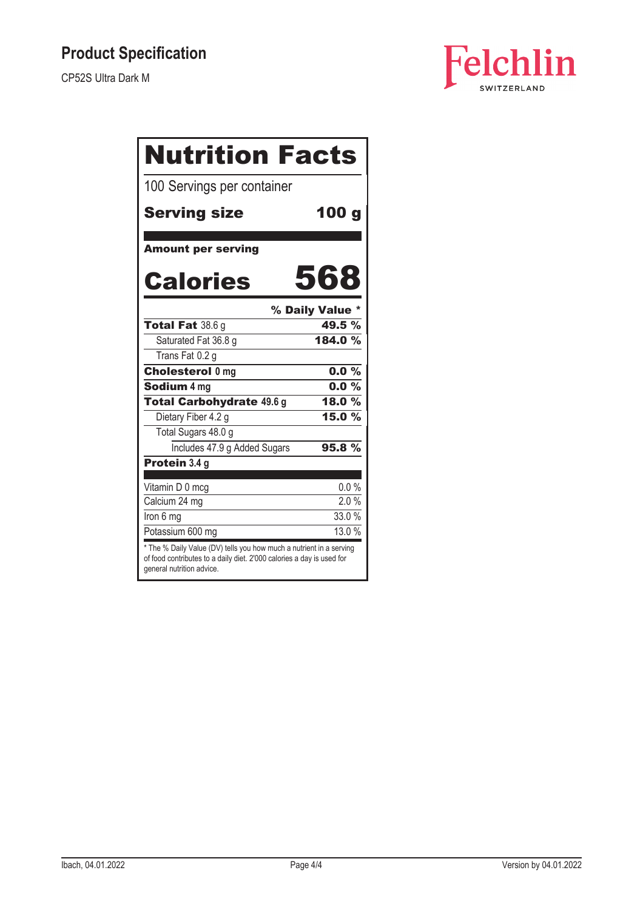## Product Specification

CP52S Ultra Dark M

Felchlin
SWITZERLAND

# Nutrition Facts

100 Servings per container

**Serving size** **100 g**

**Amount per serving**

**Calories** **568**

| | % Daily Value * |
|---|---|
| **Total Fat** 38.6 g | **49.5 %** |
| Saturated Fat 36.8 g | **184.0 %** |
| Trans Fat 0.2 g | |
| **Cholesterol** 0 mg | **0.0 %** |
| **Sodium** 4 mg | **0.0 %** |
| **Total Carbohydrate** 49.6 g | **18.0 %** |
| Dietary Fiber 4.2 g | **15.0 %** |
| Total Sugars 48.0 g | |
| Includes 47.9 g Added Sugars | **95.8 %** |
| **Protein** 3.4 g | |
| Vitamin D 0 mcg | 0.0 % |
| Calcium 24 mg | 2.0 % |
| Iron 6 mg | 33.0 % |
| Potassium 600 mg | 13.0 % |

* The % Daily Value (DV) tells you how much a nutrient in a serving of food contributes to a daily diet. 2'000 calories a day is used for general nutrition advice.

Ibach, 04.01.2022 Version by 04.01.2022